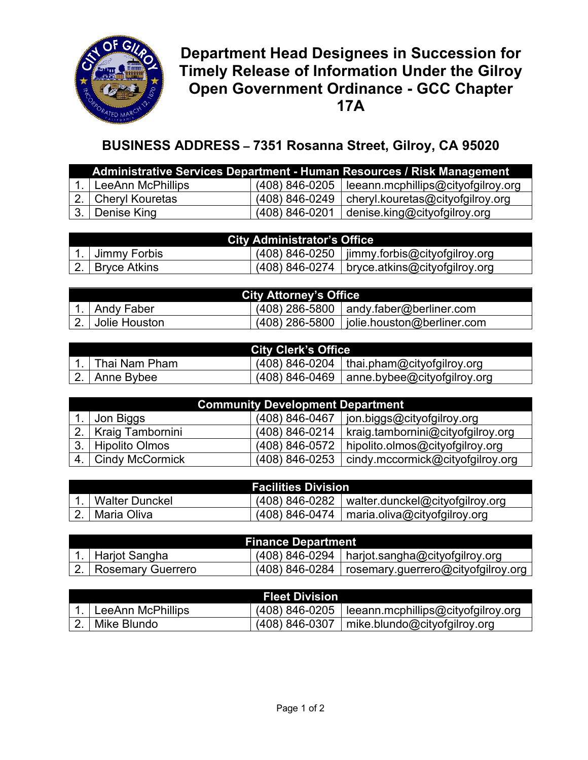# Department Head Designees in Succession for Timely Release of Information Under the Gilroy Open Government Ordinance - GCC Chapter 17A

## BUSINESS ADDRESS – 7351 Rosanna Street, Gilroy, CA 95020

| Administrative Services Department - Human Resources / Risk Management | | | |
|---|---|---|---|
| 1. | LeeAnn McPhillips | (408) 846-0205 | leeann.mcphillips@cityofgilroy.org |
| 2. | Cheryl Kouretas | (408) 846-0249 | cheryl.kouretas@cityofgilroy.org |
| 3. | Denise King | (408) 846-0201 | denise.king@cityofgilroy.org |

| City Administrator's Office | | | |
|---|---|---|---|
| 1. | Jimmy Forbis | (408) 846-0250 | jimmy.forbis@cityofgilroy.org |
| 2. | Bryce Atkins | (408) 846-0274 | bryce.atkins@cityofgilroy.org |

| City Attorney's Office | | | |
|---|---|---|---|
| 1. | Andy Faber | (408) 286-5800 | andy.faber@berliner.com |
| 2. | Jolie Houston | (408) 286-5800 | jolie.houston@berliner.com |

| City Clerk's Office | | | |
|---|---|---|---|
| 1. | Thai Nam Pham | (408) 846-0204 | thai.pham@cityofgilroy.org |
| 2. | Anne Bybee | (408) 846-0469 | anne.bybee@cityofgilroy.org |

| Community Development Department | | | |
|---|---|---|---|
| 1. | Jon Biggs | (408) 846-0467 | jon.biggs@cityofgilroy.org |
| 2. | Kraig Tambornini | (408) 846-0214 | kraig.tambornini@cityofgilroy.org |
| 3. | Hipolito Olmos | (408) 846-0572 | hipolito.olmos@cityofgilroy.org |
| 4. | Cindy McCormick | (408) 846-0253 | cindy.mccormick@cityofgilroy.org |

| Facilities Division | | | |
|---|---|---|---|
| 1. | Walter Dunckel | (408) 846-0282 | walter.dunckel@cityofgilroy.org |
| 2. | Maria Oliva | (408) 846-0474 | maria.oliva@cityofgilroy.org |

| Finance Department | | | |
|---|---|---|---|
| 1. | Harjot Sangha | (408) 846-0294 | harjot.sangha@cityofgilroy.org |
| 2. | Rosemary Guerrero | (408) 846-0284 | rosemary.guerrero@cityofgilroy.org |

| Fleet Division | | | |
|---|---|---|---|
| 1. | LeeAnn McPhillips | (408) 846-0205 | leeann.mcphillips@cityofgilroy.org |
| 2. | Mike Blundo | (408) 846-0307 | mike.blundo@cityofgilroy.org |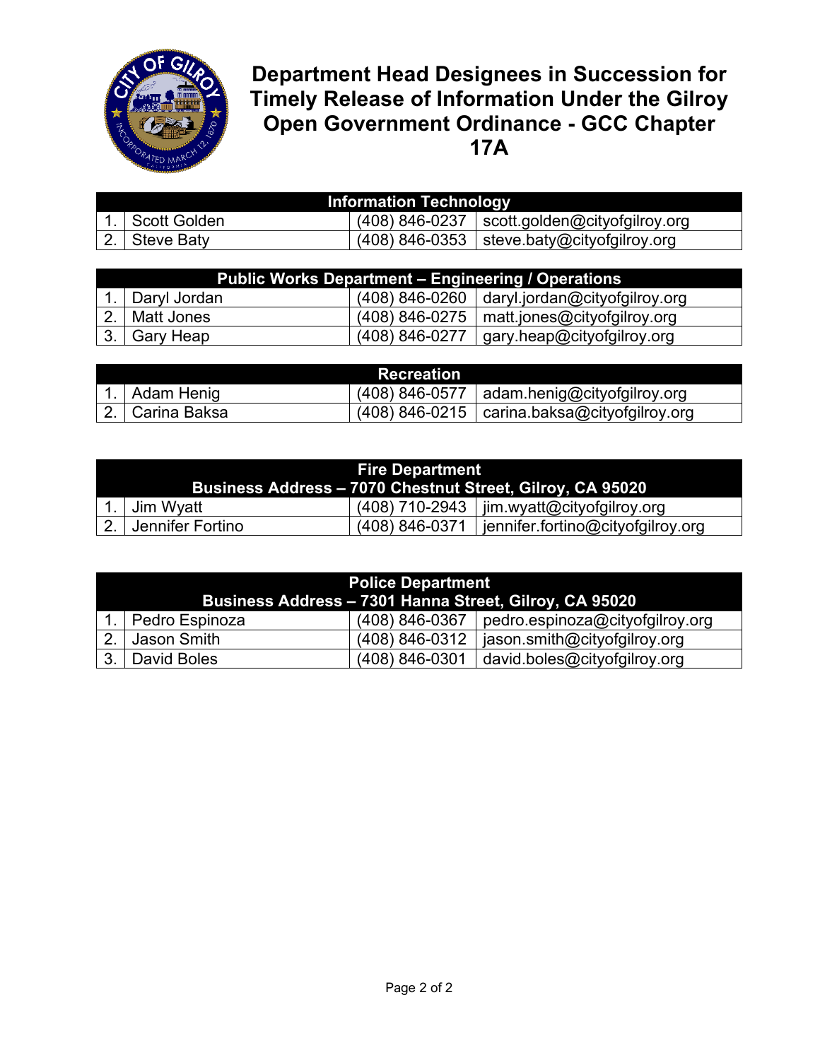# Department Head Designees in Succession for Timely Release of Information Under the Gilroy Open Government Ordinance - GCC Chapter 17A

| Information Technology | | | |
|---|---|---|---|
| 1. | Scott Golden | (408) 846-0237 | scott.golden@cityofgilroy.org |
| 2. | Steve Baty | (408) 846-0353 | steve.baty@cityofgilroy.org |

| Public Works Department – Engineering / Operations | | | |
|---|---|---|---|
| 1. | Daryl Jordan | (408) 846-0260 | daryl.jordan@cityofgilroy.org |
| 2. | Matt Jones | (408) 846-0275 | matt.jones@cityofgilroy.org |
| 3. | Gary Heap | (408) 846-0277 | gary.heap@cityofgilroy.org |

| Recreation | | | |
|---|---|---|---|
| 1. | Adam Henig | (408) 846-0577 | adam.henig@cityofgilroy.org |
| 2. | Carina Baksa | (408) 846-0215 | carina.baksa@cityofgilroy.org |

| Fire Department<br>Business Address – 7070 Chestnut Street, Gilroy, CA 95020 | | | |
|---|---|---|---|
| 1. | Jim Wyatt | (408) 710-2943 | jim.wyatt@cityofgilroy.org |
| 2. | Jennifer Fortino | (408) 846-0371 | jennifer.fortino@cityofgilroy.org |

| Police Department<br>Business Address – 7301 Hanna Street, Gilroy, CA 95020 | | | |
|---|---|---|---|
| 1. | Pedro Espinoza | (408) 846-0367 | pedro.espinoza@cityofgilroy.org |
| 2. | Jason Smith | (408) 846-0312 | jason.smith@cityofgilroy.org |
| 3. | David Boles | (408) 846-0301 | david.boles@cityofgilroy.org |